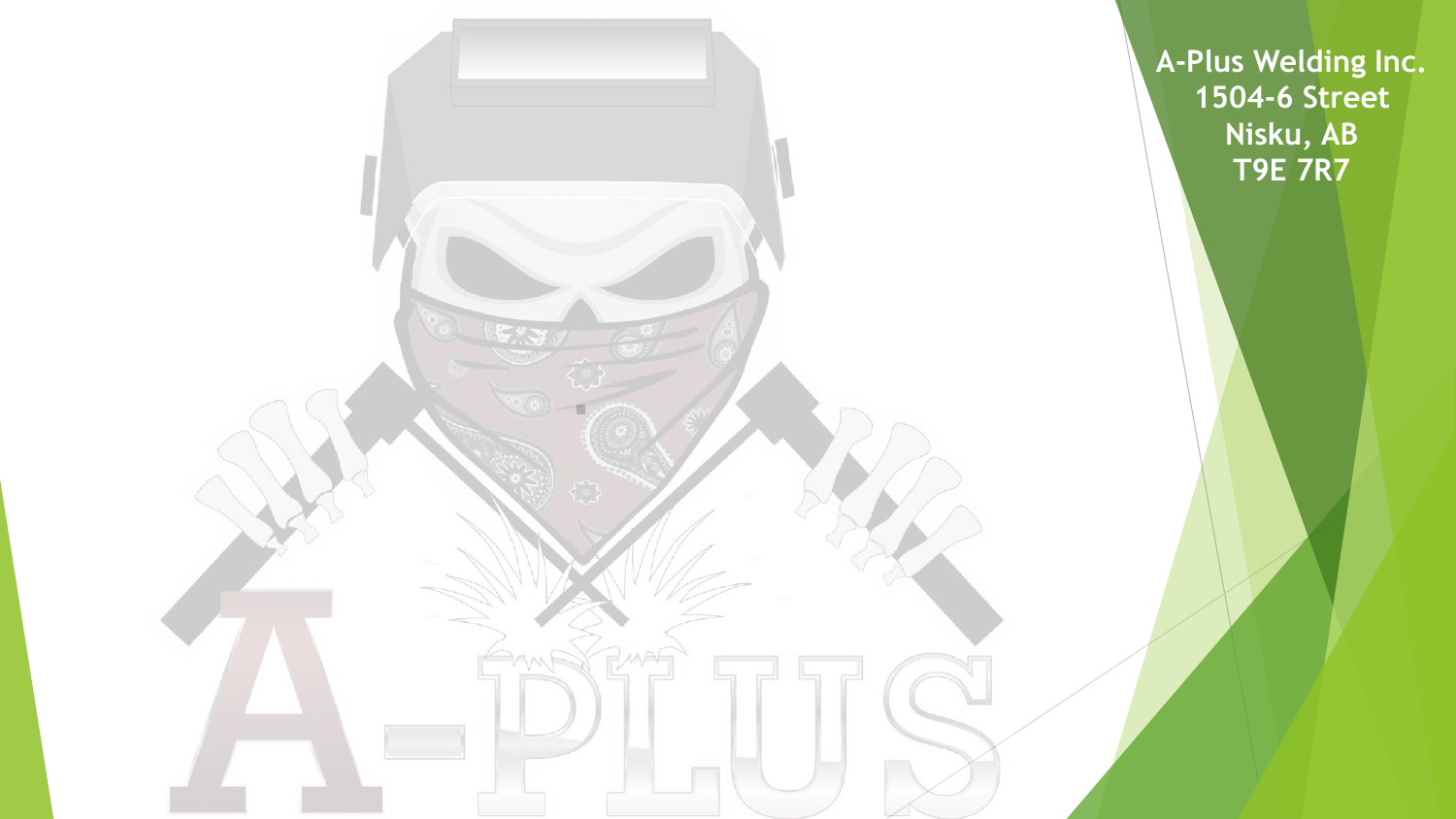**A-Plus Welding Inc.**
**1504-6 Street**
**Nisku, AB**
**T9E 7R7**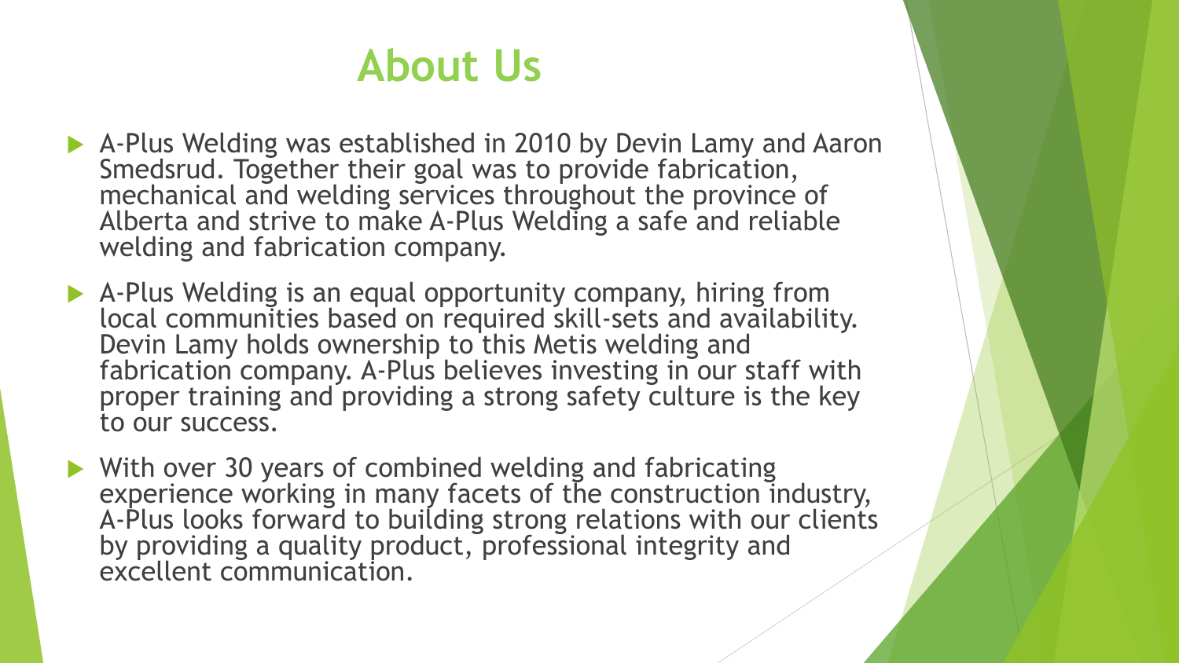# About Us

- A-Plus Welding was established in 2010 by Devin Lamy and Aaron Smedsrud. Together their goal was to provide fabrication, mechanical and welding services throughout the province of Alberta and strive to make A-Plus Welding a safe and reliable welding and fabrication company.
- A-Plus Welding is an equal opportunity company, hiring from local communities based on required skill-sets and availability. Devin Lamy holds ownership to this Metis welding and fabrication company. A-Plus believes investing in our staff with proper training and providing a strong safety culture is the key to our success.
- With over 30 years of combined welding and fabricating experience working in many facets of the construction industry, A-Plus looks forward to building strong relations with our clients by providing a quality product, professional integrity and excellent communication.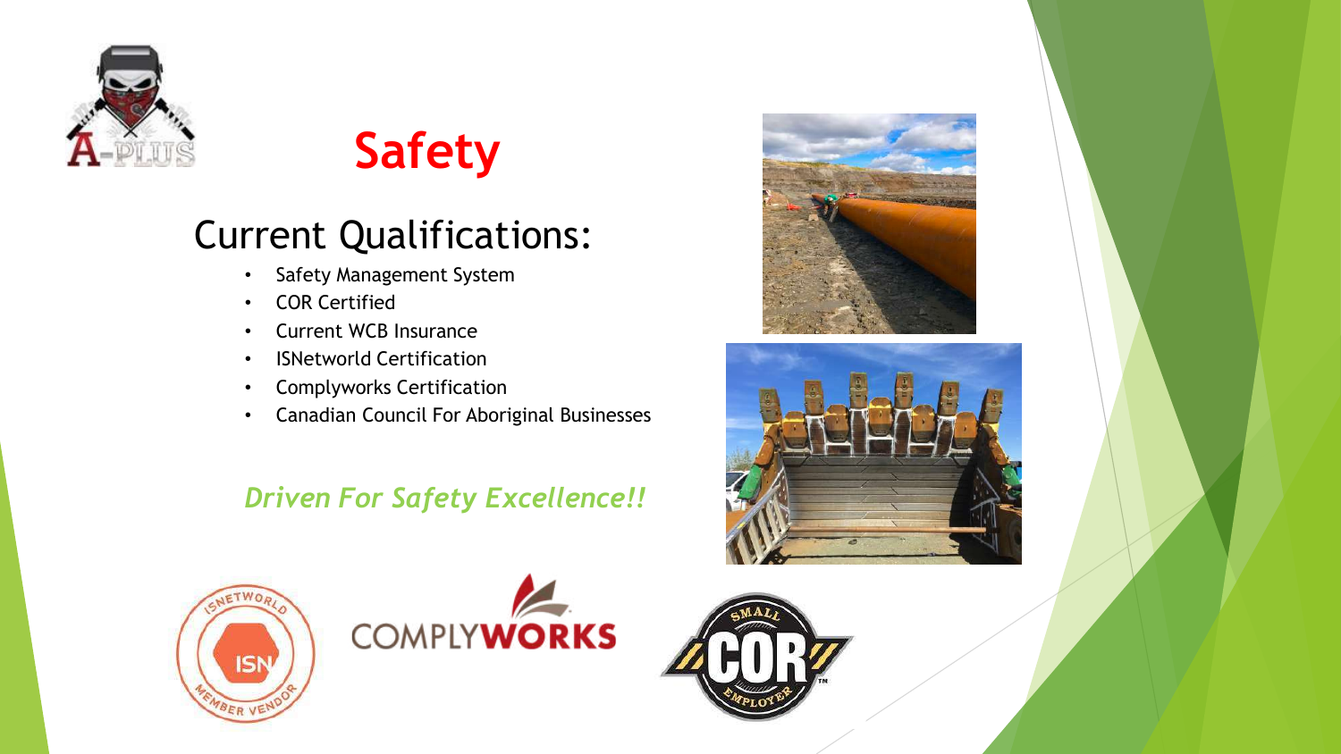# Safety

## Current Qualifications:

- Safety Management System
- COR Certified
- Current WCB Insurance
- ISNetworld Certification
- Complyworks Certification
- Canadian Council For Aboriginal Businesses

***Driven For Safety Excellence!!***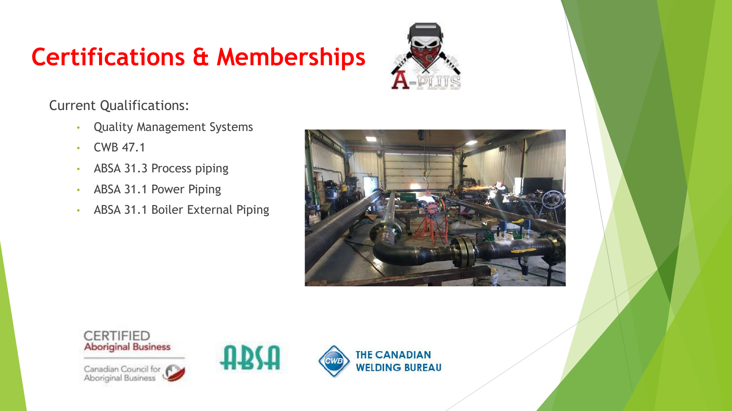# Certifications & Memberships

Current Qualifications:

- Quality Management Systems
- CWB 47.1
- ABSA 31.3 Process piping
- ABSA 31.1 Power Piping
- ABSA 31.1 Boiler External Piping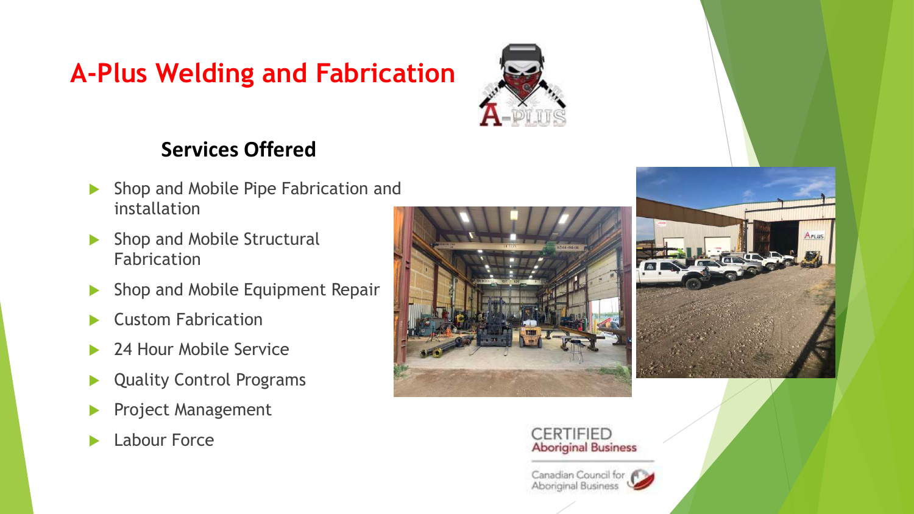# A-Plus Welding and Fabrication

## Services Offered

- Shop and Mobile Pipe Fabrication and installation
- Shop and Mobile Structural Fabrication
- Shop and Mobile Equipment Repair
- Custom Fabrication
- 24 Hour Mobile Service
- Quality Control Programs
- Project Management
- Labour Force

CERTIFIED
Aboriginal Business

Canadian Council for Aboriginal Business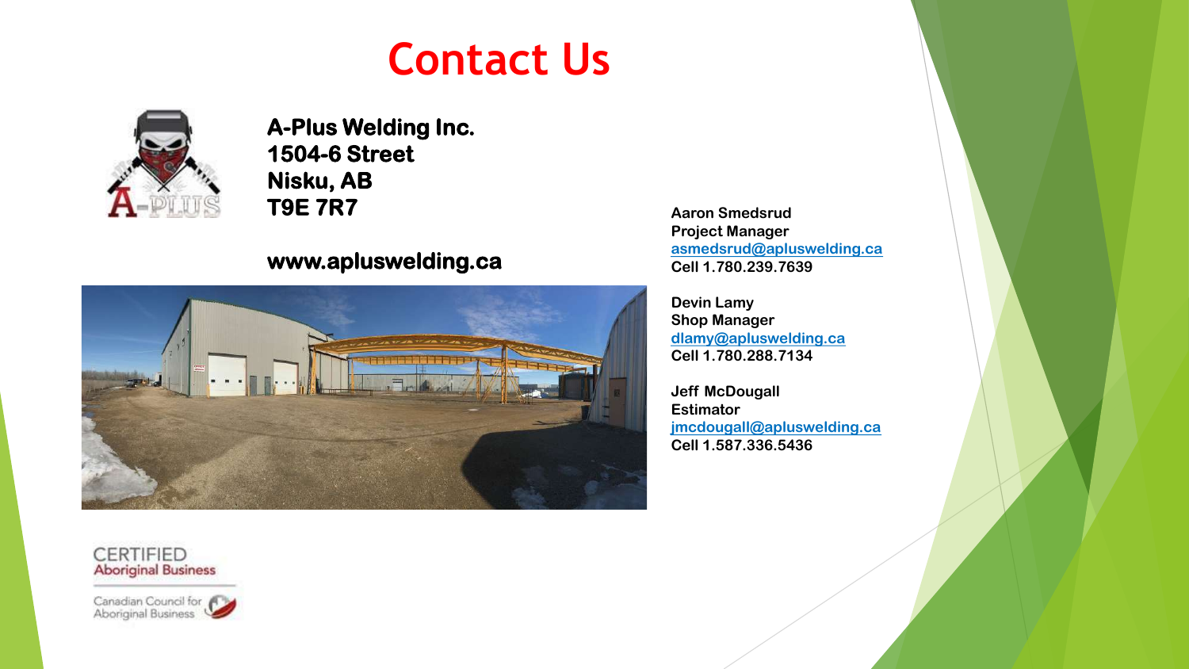# Contact Us

**A-Plus Welding Inc.**
**1504-6 Street**
**Nisku, AB**
**T9E 7R7**

**www.apluswelding.ca**

**Aaron Smedsrud**
**Project Manager**
asmedsrud@apluswelding.ca
**Cell 1.780.239.7639**

**Devin Lamy**
**Shop Manager**
dlamy@apluswelding.ca
**Cell 1.780.288.7134**

**Jeff McDougall**
**Estimator**
jmcdougall@apluswelding.ca
**Cell 1.587.336.5436**

CERTIFIED
Aboriginal Business

Canadian Council for Aboriginal Business